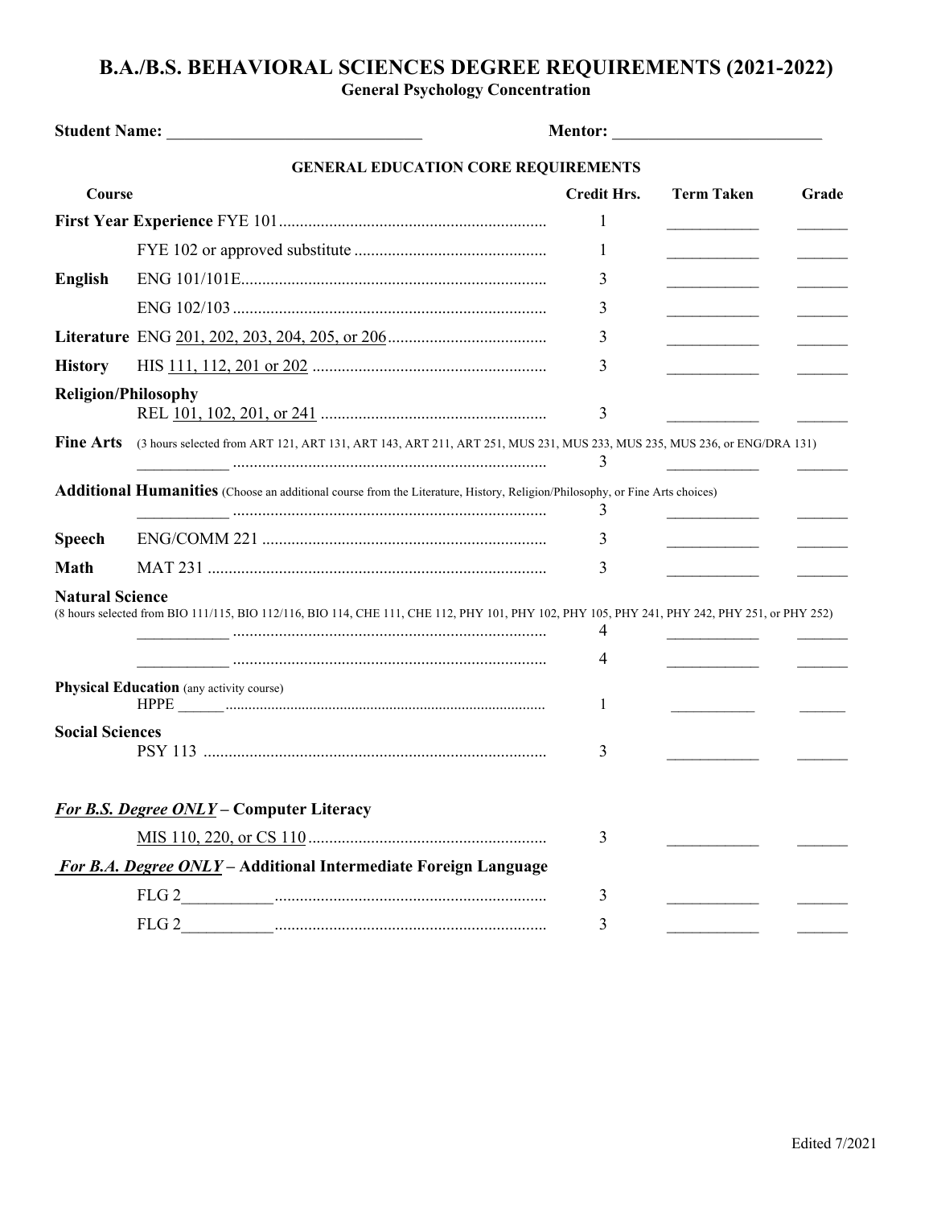# B.A./B.S. BEHAVIORAL SCIENCES DEGREE REQUIREMENTS (2021-2022)

## General Psychology Concentration

**Student Name:** ______________________________ **Mentor:** ________________________

### GENERAL EDUCATION CORE REQUIREMENTS

| Course | | Credit Hrs. | Term Taken | Grade |
|---|---|---|---|---|
| **First Year Experience** | FYE 101 | 1 | | |
| | FYE 102 or approved substitute | 1 | | |
| **English** | ENG 101/101E | 3 | | |
| | ENG 102/103 | 3 | | |
| **Literature** | ENG 201, 202, 203, 204, 205, or 206 | 3 | | |
| **History** | HIS 111, 112, 201 or 202 | 3 | | |
| **Religion/Philosophy** | REL 101, 102, 201, or 241 | 3 | | |
| **Fine Arts** (3 hours selected from ART 121, ART 131, ART 143, ART 211, ART 251, MUS 231, MUS 233, MUS 235, MUS 236, or ENG/DRA 131) | ___________ | 3 | | |
| **Additional Humanities** (Choose an additional course from the Literature, History, Religion/Philosophy, or Fine Arts choices) | ___________ | 3 | | |
| **Speech** | ENG/COMM 221 | 3 | | |
| **Math** | MAT 231 | 3 | | |
| **Natural Science** (8 hours selected from BIO 111/115, BIO 112/116, BIO 114, CHE 111, CHE 112, PHY 101, PHY 102, PHY 105, PHY 241, PHY 242, PHY 251, or PHY 252) | ___________ | 4 | | |
| | ___________ | 4 | | |
| **Physical Education** (any activity course) | HPPE ______ | 1 | | |
| **Social Sciences** | PSY 113 | 3 | | |

***For B.S. Degree ONLY*** **– Computer Literacy**

| Course | Credit Hrs. | Term Taken | Grade |
|---|---|---|---|
| MIS 110, 220, or CS 110 | 3 | | |

***For B.A. Degree ONLY*** **– Additional Intermediate Foreign Language**

| Course | Credit Hrs. | Term Taken | Grade |
|---|---|---|---|
| FLG 2__________ | 3 | | |
| FLG 2__________ | 3 | | |

Edited 7/2021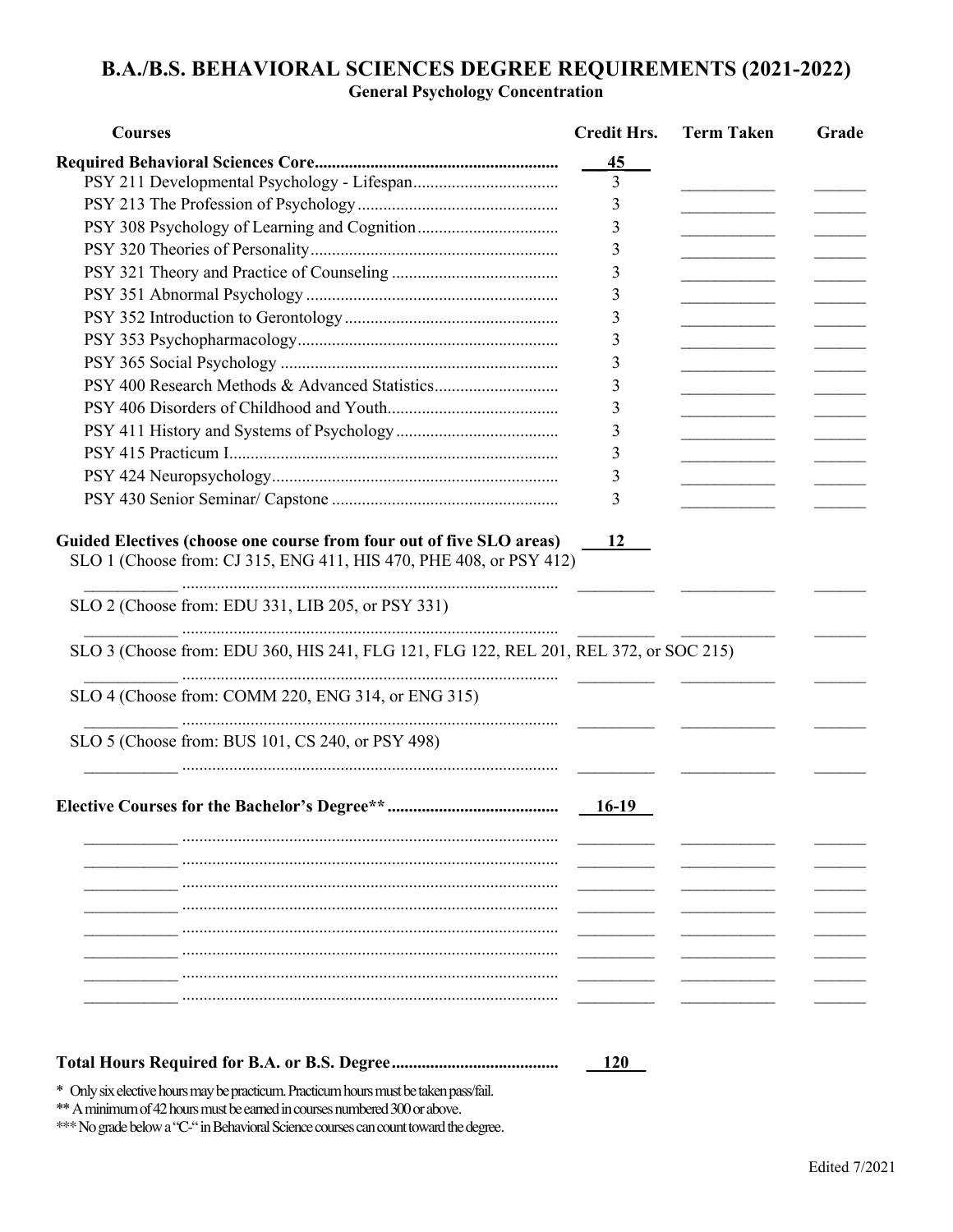# B.A./B.S. BEHAVIORAL SCIENCES DEGREE REQUIREMENTS (2021-2022)

## General Psychology Concentration

| Courses | Credit Hrs. | Term Taken | Grade |
|---|---|---|---|
| **Required Behavioral Sciences Core** | **45** | | |
| PSY 211 Developmental Psychology - Lifespan | 3 | | |
| PSY 213 The Profession of Psychology | 3 | | |
| PSY 308 Psychology of Learning and Cognition | 3 | | |
| PSY 320 Theories of Personality | 3 | | |
| PSY 321 Theory and Practice of Counseling | 3 | | |
| PSY 351 Abnormal Psychology | 3 | | |
| PSY 352 Introduction to Gerontology | 3 | | |
| PSY 353 Psychopharmacology | 3 | | |
| PSY 365 Social Psychology | 3 | | |
| PSY 400 Research Methods & Advanced Statistics | 3 | | |
| PSY 406 Disorders of Childhood and Youth | 3 | | |
| PSY 411 History and Systems of Psychology | 3 | | |
| PSY 415 Practicum I | 3 | | |
| PSY 424 Neuropsychology | 3 | | |
| PSY 430 Senior Seminar/ Capstone | 3 | | |
| **Guided Electives (choose one course from four out of five SLO areas)** | **12** | | |
| SLO 1 (Choose from: CJ 315, ENG 411, HIS 470, PHE 408, or PSY 412) | | | |
| ___________ | | | |
| SLO 2 (Choose from: EDU 331, LIB 205, or PSY 331) | | | |
| ___________ | | | |
| SLO 3 (Choose from: EDU 360, HIS 241, FLG 121, FLG 122, REL 201, REL 372, or SOC 215) | | | |
| ___________ | | | |
| SLO 4 (Choose from: COMM 220, ENG 314, or ENG 315) | | | |
| ___________ | | | |
| SLO 5 (Choose from: BUS 101, CS 240, or PSY 498) | | | |
| ___________ | | | |
| **Elective Courses for the Bachelor's Degree\*\*** | **16-19** | | |
| ___________ | | | |
| ___________ | | | |
| ___________ | | | |
| ___________ | | | |
| ___________ | | | |
| ___________ | | | |
| ___________ | | | |
| ___________ | | | |
| **Total Hours Required for B.A. or B.S. Degree** | **120** | | |

\* Only six elective hours may be practicum. Practicum hours must be taken pass/fail.

\*\* A minimum of 42 hours must be earned in courses numbered 300 or above.

\*\*\* No grade below a "C-" in Behavioral Science courses can count toward the degree.

Edited 7/2021